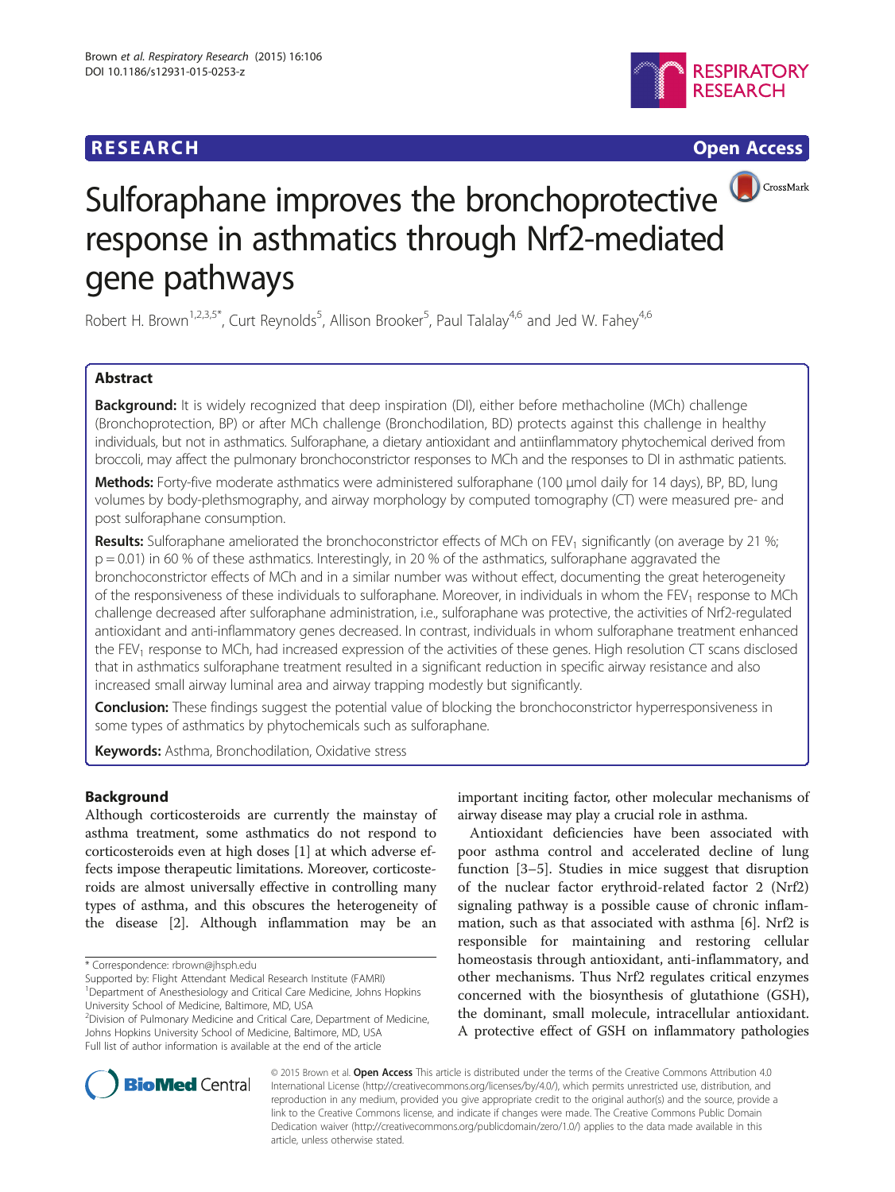**RESEARCH** **Open Access**

# Sulforaphane improves the bronchoprotective response in asthmatics through Nrf2-mediated gene pathways

Robert H. Brown[1,2,3,5*], Curt Reynolds[5], Allison Brooker[5], Paul Talalay[4,6] and Jed W. Fahey[4,6]

## Abstract

**Background:** It is widely recognized that deep inspiration (DI), either before methacholine (MCh) challenge (Bronchoprotection, BP) or after MCh challenge (Bronchodilation, BD) protects against this challenge in healthy individuals, but not in asthmatics. Sulforaphane, a dietary antioxidant and antiinflammatory phytochemical derived from broccoli, may affect the pulmonary bronchoconstrictor responses to MCh and the responses to DI in asthmatic patients.

**Methods:** Forty-five moderate asthmatics were administered sulforaphane (100 μmol daily for 14 days), BP, BD, lung volumes by body-plethsmography, and airway morphology by computed tomography (CT) were measured pre- and post sulforaphane consumption.

**Results:** Sulforaphane ameliorated the bronchoconstrictor effects of MCh on $FEV_1$ significantly (on average by 21 %; $p = 0.01$) in 60 % of these asthmatics. Interestingly, in 20 % of the asthmatics, sulforaphane aggravated the bronchoconstrictor effects of MCh and in a similar number was without effect, documenting the great heterogeneity of the responsiveness of these individuals to sulforaphane. Moreover, in individuals in whom the $FEV_1$ response to MCh challenge decreased after sulforaphane administration, i.e., sulforaphane was protective, the activities of Nrf2-regulated antioxidant and anti-inflammatory genes decreased. In contrast, individuals in whom sulforaphane treatment enhanced the $FEV_1$ response to MCh, had increased expression of the activities of these genes. High resolution CT scans disclosed that in asthmatics sulforaphane treatment resulted in a significant reduction in specific airway resistance and also increased small airway luminal area and airway trapping modestly but significantly.

**Conclusion:** These findings suggest the potential value of blocking the bronchoconstrictor hyperresponsiveness in some types of asthmatics by phytochemicals such as sulforaphane.

**Keywords:** Asthma, Bronchodilation, Oxidative stress

## Background

Although corticosteroids are currently the mainstay of asthma treatment, some asthmatics do not respond to corticosteroids even at high doses [1] at which adverse effects impose therapeutic limitations. Moreover, corticosteroids are almost universally effective in controlling many types of asthma, and this obscures the heterogeneity of the disease [2]. Although inflammation may be an important inciting factor, other molecular mechanisms of airway disease may play a crucial role in asthma.

Antioxidant deficiencies have been associated with poor asthma control and accelerated decline of lung function [3–5]. Studies in mice suggest that disruption of the nuclear factor erythroid-related factor 2 (Nrf2) signaling pathway is a possible cause of chronic inflammation, such as that associated with asthma [6]. Nrf2 is responsible for maintaining and restoring cellular homeostasis through antioxidant, anti-inflammatory, and other mechanisms. Thus Nrf2 regulates critical enzymes concerned with the biosynthesis of glutathione (GSH), the dominant, small molecule, intracellular antioxidant. A protective effect of GSH on inflammatory pathologies

\* Correspondence: rbrown@jhsph.edu
Supported by: Flight Attendant Medical Research Institute (FAMRI)
[1]Department of Anesthesiology and Critical Care Medicine, Johns Hopkins University School of Medicine, Baltimore, MD, USA
[2]Division of Pulmonary Medicine and Critical Care, Department of Medicine, Johns Hopkins University School of Medicine, Baltimore, MD, USA
Full list of author information is available at the end of the article

© 2015 Brown et al. **Open Access** This article is distributed under the terms of the Creative Commons Attribution 4.0 International License (http://creativecommons.org/licenses/by/4.0/), which permits unrestricted use, distribution, and reproduction in any medium, provided you give appropriate credit to the original author(s) and the source, provide a link to the Creative Commons license, and indicate if changes were made. The Creative Commons Public Domain Dedication waiver (http://creativecommons.org/publicdomain/zero/1.0/) applies to the data made available in this article, unless otherwise stated.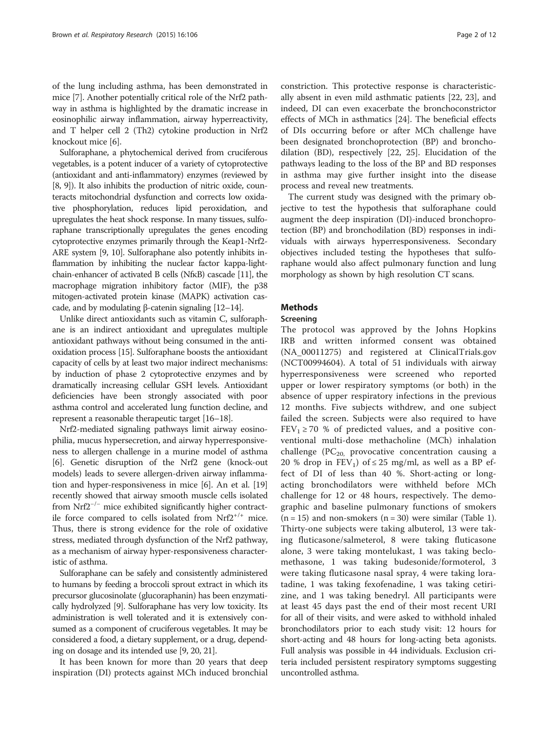of the lung including asthma, has been demonstrated in mice [7]. Another potentially critical role of the Nrf2 pathway in asthma is highlighted by the dramatic increase in eosinophilic airway inflammation, airway hyperreactivity, and T helper cell 2 (Th2) cytokine production in Nrf2 knockout mice [6].

Sulforaphane, a phytochemical derived from cruciferous vegetables, is a potent inducer of a variety of cytoprotective (antioxidant and anti-inflammatory) enzymes (reviewed by [8, 9]). It also inhibits the production of nitric oxide, counteracts mitochondrial dysfunction and corrects low oxidative phosphorylation, reduces lipid peroxidation, and upregulates the heat shock response. In many tissues, sulforaphane transcriptionally upregulates the genes encoding cytoprotective enzymes primarily through the Keap1-Nrf2-ARE system [9, 10]. Sulforaphane also potently inhibits inflammation by inhibiting the nuclear factor kappa-light-chain-enhancer of activated B cells (NfκB) cascade [11], the macrophage migration inhibitory factor (MIF), the p38 mitogen-activated protein kinase (MAPK) activation cascade, and by modulating β-catenin signaling [12–14].

Unlike direct antioxidants such as vitamin C, sulforaphane is an indirect antioxidant and upregulates multiple antioxidant pathways without being consumed in the antioxidation process [15]. Sulforaphane boosts the antioxidant capacity of cells by at least two major indirect mechanisms: by induction of phase 2 cytoprotective enzymes and by dramatically increasing cellular GSH levels. Antioxidant deficiencies have been strongly associated with poor asthma control and accelerated lung function decline, and represent a reasonable therapeutic target [16–18].

Nrf2-mediated signaling pathways limit airway eosinophilia, mucus hypersecretion, and airway hyperresponsiveness to allergen challenge in a murine model of asthma [6]. Genetic disruption of the Nrf2 gene (knock-out models) leads to severe allergen-driven airway inflammation and hyper-responsiveness in mice [6]. An et al. [19] recently showed that airway smooth muscle cells isolated from $Nrf2^{-/-}$ mice exhibited significantly higher contractile force compared to cells isolated from $Nrf2^{+/+}$ mice. Thus, there is strong evidence for the role of oxidative stress, mediated through dysfunction of the Nrf2 pathway, as a mechanism of airway hyper-responsiveness characteristic of asthma.

Sulforaphane can be safely and consistently administered to humans by feeding a broccoli sprout extract in which its precursor glucosinolate (glucoraphanin) has been enzymatically hydrolyzed [9]. Sulforaphane has very low toxicity. Its administration is well tolerated and it is extensively consumed as a component of cruciferous vegetables. It may be considered a food, a dietary supplement, or a drug, depending on dosage and its intended use [9, 20, 21].

It has been known for more than 20 years that deep inspiration (DI) protects against MCh induced bronchial constriction. This protective response is characteristically absent in even mild asthmatic patients [22, 23], and indeed, DI can even exacerbate the bronchoconstrictor effects of MCh in asthmatics [24]. The beneficial effects of DIs occurring before or after MCh challenge have been designated bronchoprotection (BP) and bronchodilation (BD), respectively [22, 25]. Elucidation of the pathways leading to the loss of the BP and BD responses in asthma may give further insight into the disease process and reveal new treatments.

The current study was designed with the primary objective to test the hypothesis that sulforaphane could augment the deep inspiration (DI)-induced bronchoprotection (BP) and bronchodilation (BD) responses in individuals with airways hyperresponsiveness. Secondary objectives included testing the hypotheses that sulforaphane would also affect pulmonary function and lung morphology as shown by high resolution CT scans.

## Methods

### Screening

The protocol was approved by the Johns Hopkins IRB and written informed consent was obtained (NA_00011275) and registered at ClinicalTrials.gov (NCT00994604). A total of 51 individuals with airway hyperresponsiveness were screened who reported upper or lower respiratory symptoms (or both) in the absence of upper respiratory infections in the previous 12 months. Five subjects withdrew, and one subject failed the screen. Subjects were also required to have $FEV_1 \geq 70$ % of predicted values, and a positive conventional multi-dose methacholine (MCh) inhalation challenge ($PC_{20,}$ provocative concentration causing a 20 % drop in $FEV_1$) of $\leq 25$ mg/ml, as well as a BP effect of DI of less than 40 %. Short-acting or long-acting bronchodilators were withheld before MCh challenge for 12 or 48 hours, respectively. The demographic and baseline pulmonary functions of smokers (n = 15) and non-smokers (n = 30) were similar (Table 1). Thirty-one subjects were taking albuterol, 13 were taking fluticasone/salmeterol, 8 were taking fluticasone alone, 3 were taking montelukast, 1 was taking beclomethasone, 1 was taking budesonide/formoterol, 3 were taking fluticasone nasal spray, 4 were taking loratadine, 1 was taking fexofenadine, 1 was taking cetirizine, and 1 was taking benedryl. All participants were at least 45 days past the end of their most recent URI for all of their visits, and were asked to withhold inhaled bronchodilators prior to each study visit: 12 hours for short-acting and 48 hours for long-acting beta agonists. Full analysis was possible in 44 individuals. Exclusion criteria included persistent respiratory symptoms suggesting uncontrolled asthma.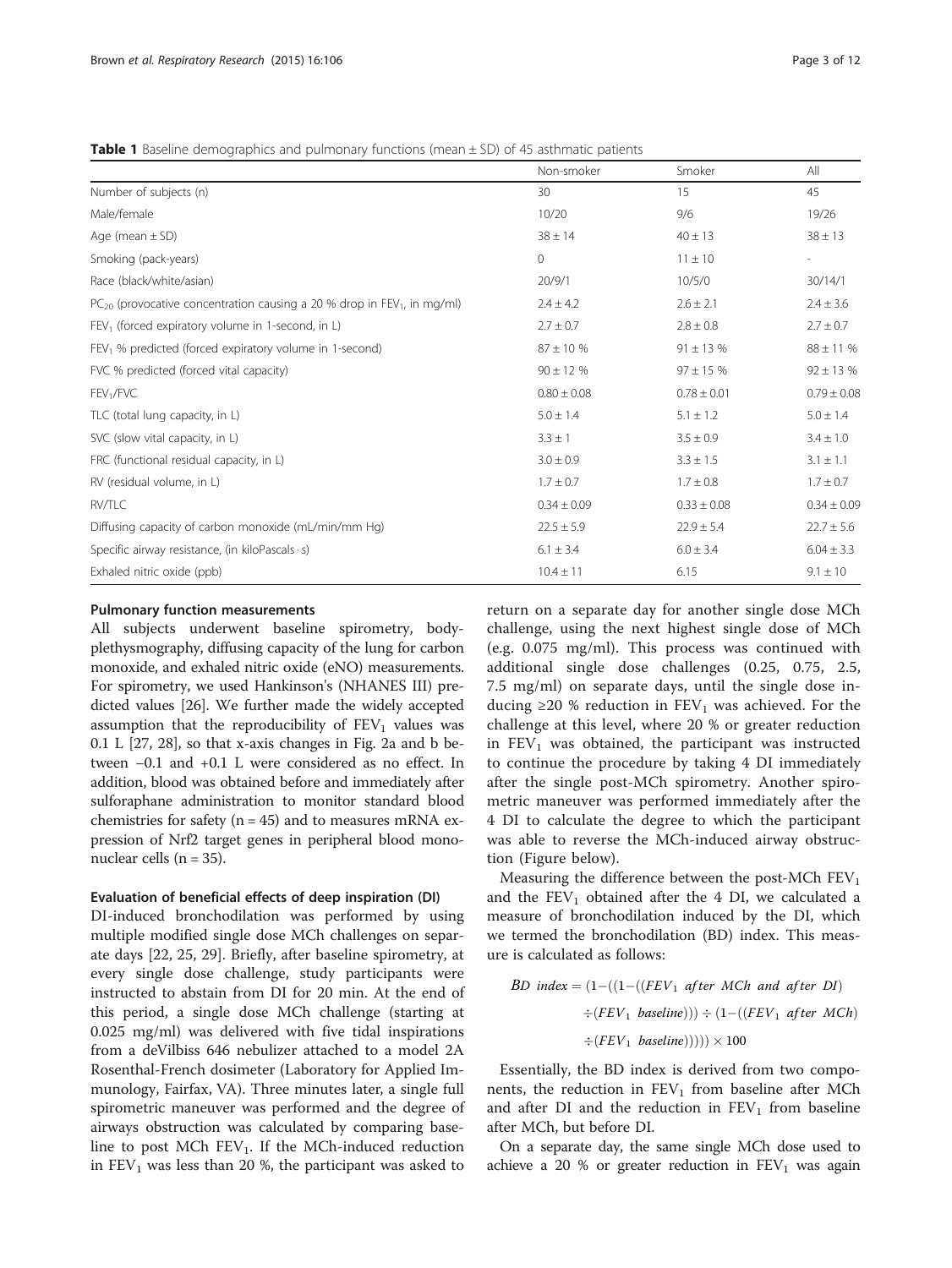**Table 1** Baseline demographics and pulmonary functions (mean ± SD) of 45 asthmatic patients

| | Non-smoker | Smoker | All |
|---|---|---|---|
| Number of subjects (n) | 30 | 15 | 45 |
| Male/female | 10/20 | 9/6 | 19/26 |
| Age (mean ± SD) | 38 ± 14 | 40 ± 13 | 38 ± 13 |
| Smoking (pack-years) | 0 | 11 ± 10 | - |
| Race (black/white/asian) | 20/9/1 | 10/5/0 | 30/14/1 |
| $PC_{20}$ (provocative concentration causing a 20 % drop in $FEV_1$, in mg/ml) | 2.4 ± 4.2 | 2.6 ± 2.1 | 2.4 ± 3.6 |
| $FEV_1$ (forced expiratory volume in 1-second, in L) | 2.7 ± 0.7 | 2.8 ± 0.8 | 2.7 ± 0.7 |
| $FEV_1$ % predicted (forced expiratory volume in 1-second) | 87 ± 10 % | 91 ± 13 % | 88 ± 11 % |
| FVC % predicted (forced vital capacity) | 90 ± 12 % | 97 ± 15 % | 92 ± 13 % |
| $FEV_1$/FVC | 0.80 ± 0.08 | 0.78 ± 0.01 | 0.79 ± 0.08 |
| TLC (total lung capacity, in L) | 5.0 ± 1.4 | 5.1 ± 1.2 | 5.0 ± 1.4 |
| SVC (slow vital capacity, in L) | 3.3 ± 1 | 3.5 ± 0.9 | 3.4 ± 1.0 |
| FRC (functional residual capacity, in L) | 3.0 ± 0.9 | 3.3 ± 1.5 | 3.1 ± 1.1 |
| RV (residual volume, in L) | 1.7 ± 0.7 | 1.7 ± 0.8 | 1.7 ± 0.7 |
| RV/TLC | 0.34 ± 0.09 | 0.33 ± 0.08 | 0.34 ± 0.09 |
| Diffusing capacity of carbon monoxide (mL/min/mm Hg) | 22.5 ± 5.9 | 22.9 ± 5.4 | 22.7 ± 5.6 |
| Specific airway resistance, (in kiloPascals · s) | 6.1 ± 3.4 | 6.0 ± 3.4 | 6.04 ± 3.3 |
| Exhaled nitric oxide (ppb) | 10.4 ± 11 | 6.15 | 9.1 ± 10 |

#### Pulmonary function measurements

All subjects underwent baseline spirometry, body-plethysmography, diffusing capacity of the lung for carbon monoxide, and exhaled nitric oxide (eNO) measurements. For spirometry, we used Hankinson's (NHANES III) predicted values [26]. We further made the widely accepted assumption that the reproducibility of $FEV_1$ values was 0.1 L [27, 28], so that x-axis changes in Fig. 2a and b between −0.1 and +0.1 L were considered as no effect. In addition, blood was obtained before and immediately after sulforaphane administration to monitor standard blood chemistries for safety (n = 45) and to measures mRNA expression of Nrf2 target genes in peripheral blood mononuclear cells (n = 35).

#### Evaluation of beneficial effects of deep inspiration (DI)

DI-induced bronchodilation was performed by using multiple modified single dose MCh challenges on separate days [22, 25, 29]. Briefly, after baseline spirometry, at every single dose challenge, study participants were instructed to abstain from DI for 20 min. At the end of this period, a single dose MCh challenge (starting at 0.025 mg/ml) was delivered with five tidal inspirations from a deVilbiss 646 nebulizer attached to a model 2A Rosenthal-French dosimeter (Laboratory for Applied Immunology, Fairfax, VA). Three minutes later, a single full spirometric maneuver was performed and the degree of airways obstruction was calculated by comparing baseline to post MCh $FEV_1$. If the MCh-induced reduction in $FEV_1$ was less than 20 %, the participant was asked to return on a separate day for another single dose MCh challenge, using the next highest single dose of MCh (e.g. 0.075 mg/ml). This process was continued with additional single dose challenges (0.25, 0.75, 2.5, 7.5 mg/ml) on separate days, until the single dose inducing ≥20 % reduction in $FEV_1$ was achieved. For the challenge at this level, where 20 % or greater reduction in $FEV_1$ was obtained, the participant was instructed to continue the procedure by taking 4 DI immediately after the single post-MCh spirometry. Another spirometric maneuver was performed immediately after the 4 DI to calculate the degree to which the participant was able to reverse the MCh-induced airway obstruction (Figure below).

Measuring the difference between the post-MCh $FEV_1$ and the $FEV_1$ obtained after the 4 DI, we calculated a measure of bronchodilation induced by the DI, which we termed the bronchodilation (BD) index. This measure is calculated as follows:

$$BD\ index = (1-((1-((FEV_1\ after\ MCh\ and\ after\ DI) \div (FEV_1\ baseline))) \div (1-((FEV_1\ after\ MCh) \div (FEV_1\ baseline))))) \times 100$$

Essentially, the BD index is derived from two components, the reduction in $FEV_1$ from baseline after MCh and after DI and the reduction in $FEV_1$ from baseline after MCh, but before DI.

On a separate day, the same single MCh dose used to achieve a 20 % or greater reduction in $FEV_1$ was again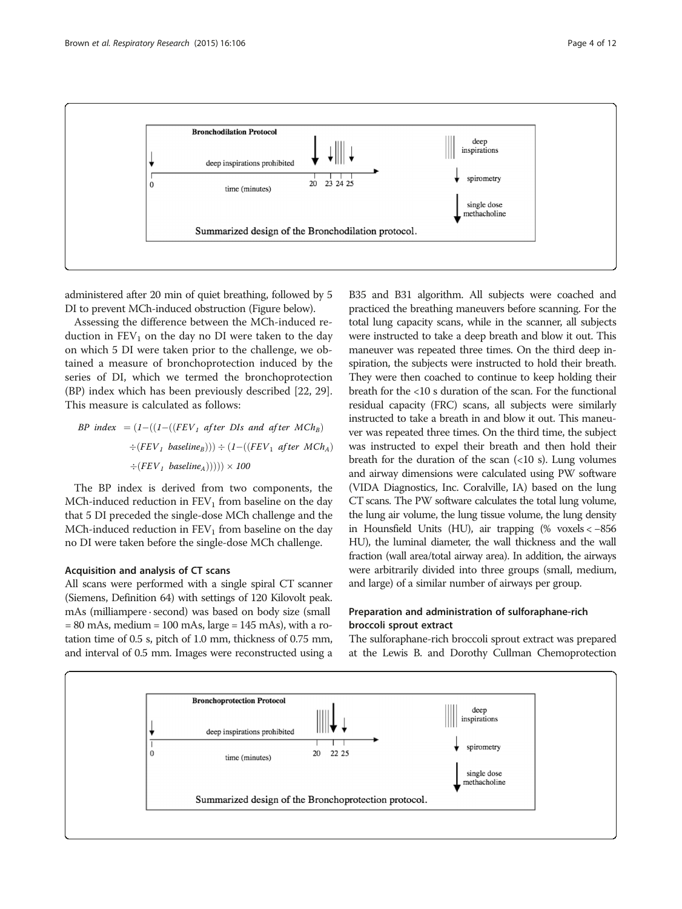Bronchodilation Protocol

deep inspirations prohibited

time (minutes)

0 20 23 24 25

deep inspirations

spirometry

single dose methacholine

Summarized design of the Bronchodilation protocol.

administered after 20 min of quiet breathing, followed by 5 DI to prevent MCh-induced obstruction (Figure below).

Assessing the difference between the MCh-induced reduction in $FEV_1$ on the day no DI were taken to the day on which 5 DI were taken prior to the challenge, we obtained a measure of bronchoprotection induced by the series of DI, which we termed the bronchoprotection (BP) index which has been previously described [22, 29]. This measure is calculated as follows:

$$BP\ index\ = (1-((1-((FEV_1\ after\ DIs\ and\ after\ MCh_B) \div (FEV_1\ baseline_B))) \div (1-((FEV_1\ after\ MCh_A) \div (FEV_1\ baseline_A))))) \times 100$$

The BP index is derived from two components, the MCh-induced reduction in $FEV_1$ from baseline on the day that 5 DI preceded the single-dose MCh challenge and the MCh-induced reduction in $FEV_1$ from baseline on the day no DI were taken before the single-dose MCh challenge.

### Acquisition and analysis of CT scans

All scans were performed with a single spiral CT scanner (Siemens, Definition 64) with settings of 120 Kilovolt peak. mAs (milliampere · second) was based on body size (small = 80 mAs, medium = 100 mAs, large = 145 mAs), with a rotation time of 0.5 s, pitch of 1.0 mm, thickness of 0.75 mm, and interval of 0.5 mm. Images were reconstructed using a B35 and B31 algorithm. All subjects were coached and practiced the breathing maneuvers before scanning. For the total lung capacity scans, while in the scanner, all subjects were instructed to take a deep breath and blow it out. This maneuver was repeated three times. On the third deep inspiration, the subjects were instructed to hold their breath. They were then coached to continue to keep holding their breath for the <10 s duration of the scan. For the functional residual capacity (FRC) scans, all subjects were similarly instructed to take a breath in and blow it out. This maneuver was repeated three times. On the third time, the subject was instructed to expel their breath and then hold their breath for the duration of the scan (<10 s). Lung volumes and airway dimensions were calculated using PW software (VIDA Diagnostics, Inc. Coralville, IA) based on the lung CT scans. The PW software calculates the total lung volume, the lung air volume, the lung tissue volume, the lung density in Hounsfield Units (HU), air trapping (% voxels < −856 HU), the luminal diameter, the wall thickness and the wall fraction (wall area/total airway area). In addition, the airways were arbitrarily divided into three groups (small, medium, and large) of a similar number of airways per group.

### Preparation and administration of sulforaphane-rich broccoli sprout extract

The sulforaphane-rich broccoli sprout extract was prepared at the Lewis B. and Dorothy Cullman Chemoprotection

Bronchoprotection Protocol

deep inspirations prohibited

time (minutes)

0 20 22 25

deep inspirations

spirometry

single dose methacholine

Summarized design of the Bronchoprotection protocol.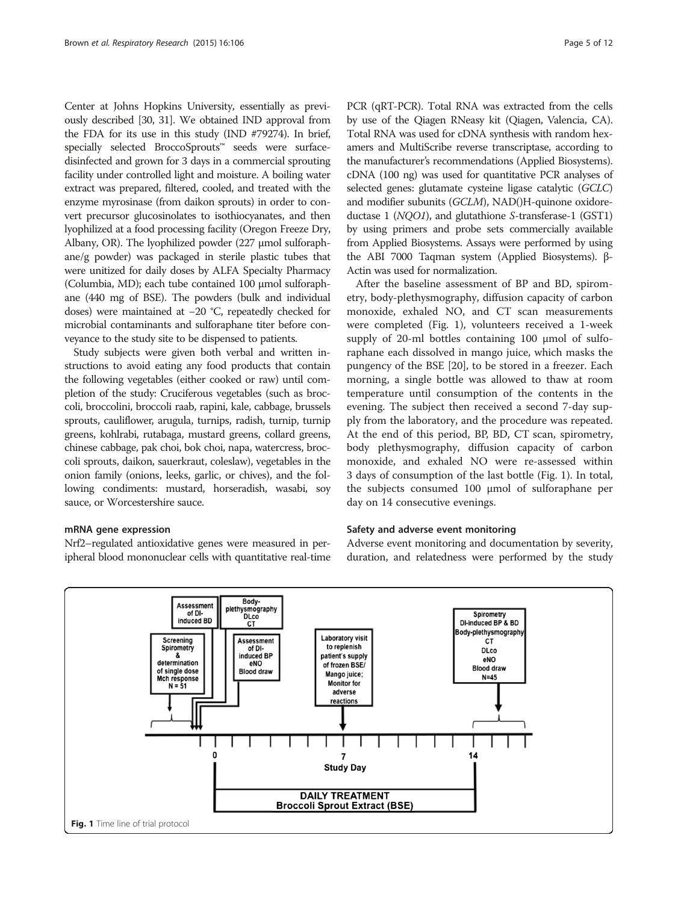Center at Johns Hopkins University, essentially as previously described [30, 31]. We obtained IND approval from the FDA for its use in this study (IND #79274). In brief, specially selected BroccoSprouts™ seeds were surface-disinfected and grown for 3 days in a commercial sprouting facility under controlled light and moisture. A boiling water extract was prepared, filtered, cooled, and treated with the enzyme myrosinase (from daikon sprouts) in order to convert precursor glucosinolates to isothiocyanates, and then lyophilized at a food processing facility (Oregon Freeze Dry, Albany, OR). The lyophilized powder (227 μmol sulforaphane/g powder) was packaged in sterile plastic tubes that were unitized for daily doses by ALFA Specialty Pharmacy (Columbia, MD); each tube contained 100 μmol sulforaphane (440 mg of BSE). The powders (bulk and individual doses) were maintained at −20 °C, repeatedly checked for microbial contaminants and sulforaphane titer before conveyance to the study site to be dispensed to patients.

Study subjects were given both verbal and written instructions to avoid eating any food products that contain the following vegetables (either cooked or raw) until completion of the study: Cruciferous vegetables (such as broccoli, broccolini, broccoli raab, rapini, kale, cabbage, brussels sprouts, cauliflower, arugula, turnips, radish, turnip, turnip greens, kohlrabi, rutabaga, mustard greens, collard greens, chinese cabbage, pak choi, bok choi, napa, watercress, broccoli sprouts, daikon, sauerkraut, coleslaw), vegetables in the onion family (onions, leeks, garlic, or chives), and the following condiments: mustard, horseradish, wasabi, soy sauce, or Worcestershire sauce.

### mRNA gene expression

Nrf2–regulated antioxidative genes were measured in peripheral blood mononuclear cells with quantitative real-time PCR (qRT-PCR). Total RNA was extracted from the cells by use of the Qiagen RNeasy kit (Qiagen, Valencia, CA). Total RNA was used for cDNA synthesis with random hexamers and MultiScribe reverse transcriptase, according to the manufacturer's recommendations (Applied Biosystems). cDNA (100 ng) was used for quantitative PCR analyses of selected genes: glutamate cysteine ligase catalytic (*GCLC*) and modifier subunits (*GCLM*), NAD()H-quinone oxidoreductase 1 (*NQO1*), and glutathione *S*-transferase-1 (GST1) by using primers and probe sets commercially available from Applied Biosystems. Assays were performed by using the ABI 7000 Taqman system (Applied Biosystems). β-Actin was used for normalization.

After the baseline assessment of BP and BD, spirometry, body-plethysmography, diffusion capacity of carbon monoxide, exhaled NO, and CT scan measurements were completed (Fig. 1), volunteers received a 1-week supply of 20-ml bottles containing 100 μmol of sulforaphane each dissolved in mango juice, which masks the pungency of the BSE [20], to be stored in a freezer. Each morning, a single bottle was allowed to thaw at room temperature until consumption of the contents in the evening. The subject then received a second 7-day supply from the laboratory, and the procedure was repeated. At the end of this period, BP, BD, CT scan, spirometry, body plethysmography, diffusion capacity of carbon monoxide, and exhaled NO were re-assessed within 3 days of consumption of the last bottle (Fig. 1). In total, the subjects consumed 100 μmol of sulforaphane per day on 14 consecutive evenings.

### Safety and adverse event monitoring

Adverse event monitoring and documentation by severity, duration, and relatedness were performed by the study

Fig. 1 Time line of trial protocol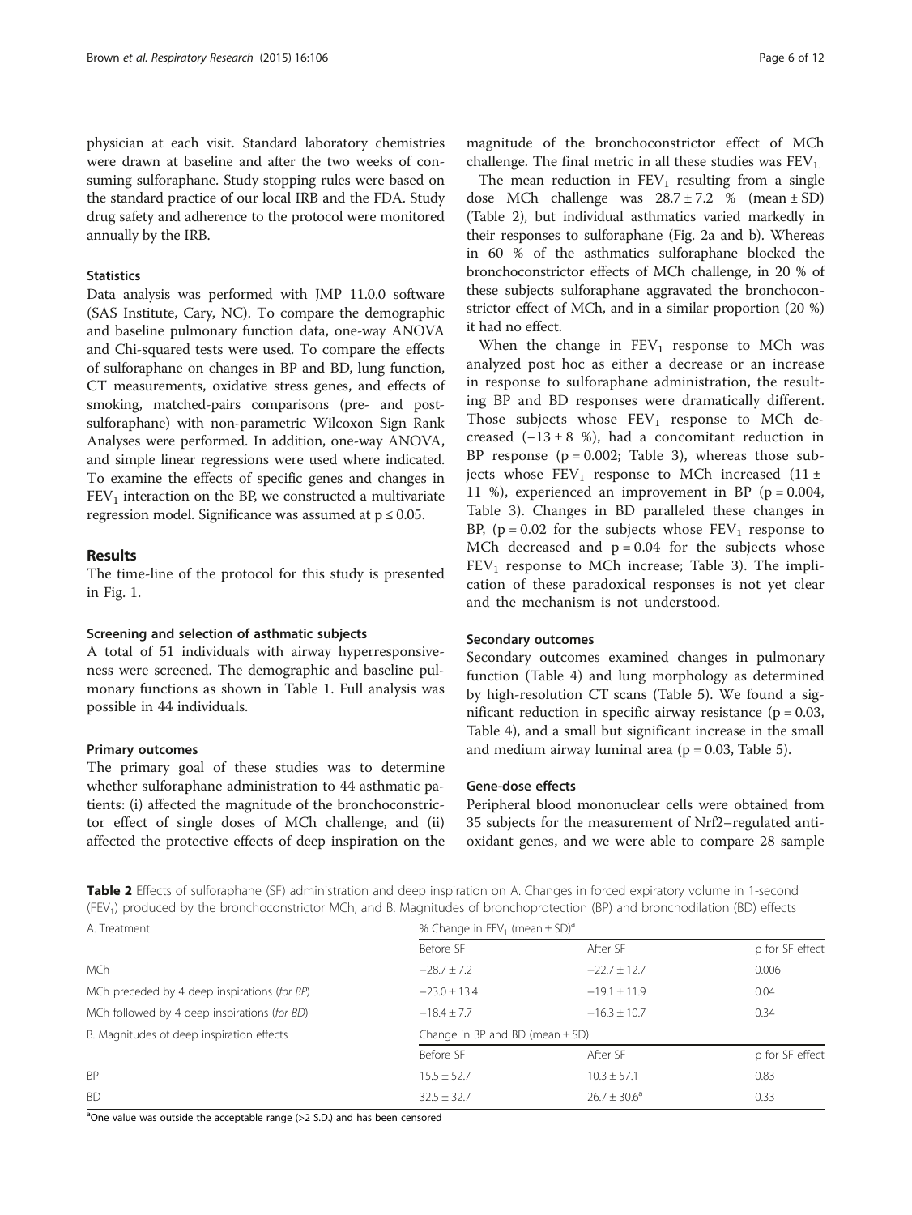physician at each visit. Standard laboratory chemistries were drawn at baseline and after the two weeks of consuming sulforaphane. Study stopping rules were based on the standard practice of our local IRB and the FDA. Study drug safety and adherence to the protocol were monitored annually by the IRB.

### Statistics

Data analysis was performed with JMP 11.0.0 software (SAS Institute, Cary, NC). To compare the demographic and baseline pulmonary function data, one-way ANOVA and Chi-squared tests were used. To compare the effects of sulforaphane on changes in BP and BD, lung function, CT measurements, oxidative stress genes, and effects of smoking, matched-pairs comparisons (pre- and post-sulforaphane) with non-parametric Wilcoxon Sign Rank Analyses were performed. In addition, one-way ANOVA, and simple linear regressions were used where indicated. To examine the effects of specific genes and changes in $FEV_1$ interaction on the BP, we constructed a multivariate regression model. Significance was assumed at $p \leq 0.05$.

## Results

The time-line of the protocol for this study is presented in Fig. 1.

### Screening and selection of asthmatic subjects

A total of 51 individuals with airway hyperresponsiveness were screened. The demographic and baseline pulmonary functions as shown in Table 1. Full analysis was possible in 44 individuals.

### Primary outcomes

The primary goal of these studies was to determine whether sulforaphane administration to 44 asthmatic patients: (i) affected the magnitude of the bronchoconstrictor effect of single doses of MCh challenge, and (ii) affected the protective effects of deep inspiration on the magnitude of the bronchoconstrictor effect of MCh challenge. The final metric in all these studies was $FEV_1$.

The mean reduction in $FEV_1$ resulting from a single dose MCh challenge was $28.7 \pm 7.2$ % (mean ± SD) (Table 2), but individual asthmatics varied markedly in their responses to sulforaphane (Fig. 2a and b). Whereas in 60 % of the asthmatics sulforaphane blocked the bronchoconstrictor effects of MCh challenge, in 20 % of these subjects sulforaphane aggravated the bronchoconstrictor effect of MCh, and in a similar proportion (20 %) it had no effect.

When the change in $FEV_1$ response to MCh was analyzed post hoc as either a decrease or an increase in response to sulforaphane administration, the resulting BP and BD responses were dramatically different. Those subjects whose $FEV_1$ response to MCh decreased ($-13 \pm 8$ %), had a concomitant reduction in BP response ($p = 0.002$; Table 3), whereas those subjects whose $FEV_1$ response to MCh increased ($11 \pm 11$ %), experienced an improvement in BP ($p = 0.004$, Table 3). Changes in BD paralleled these changes in BP, ($p = 0.02$ for the subjects whose $FEV_1$ response to MCh decreased and $p = 0.04$ for the subjects whose $FEV_1$ response to MCh increase; Table 3). The implication of these paradoxical responses is not yet clear and the mechanism is not understood.

### Secondary outcomes

Secondary outcomes examined changes in pulmonary function (Table 4) and lung morphology as determined by high-resolution CT scans (Table 5). We found a significant reduction in specific airway resistance ($p = 0.03$, Table 4), and a small but significant increase in the small and medium airway luminal area ($p = 0.03$, Table 5).

### Gene-dose effects

Peripheral blood mononuclear cells were obtained from 35 subjects for the measurement of Nrf2–regulated antioxidant genes, and we were able to compare 28 sample

**Table 2** Effects of sulforaphane (SF) administration and deep inspiration on A. Changes in forced expiratory volume in 1-second ($FEV_1$) produced by the bronchoconstrictor MCh, and B. Magnitudes of bronchoprotection (BP) and bronchodilation (BD) effects

| A. Treatment | % Change in $FEV_1$ (mean ± SD)[a] | | |
|---|---|---|---|
| | Before SF | After SF | p for SF effect |
| MCh | $-28.7 \pm 7.2$ | $-22.7 \pm 12.7$ | 0.006 |
| MCh preceded by 4 deep inspirations (*for BP*) | $-23.0 \pm 13.4$ | $-19.1 \pm 11.9$ | 0.04 |
| MCh followed by 4 deep inspirations (*for BD*) | $-18.4 \pm 7.7$ | $-16.3 \pm 10.7$ | 0.34 |
| B. Magnitudes of deep inspiration effects | Change in BP and BD (mean ± SD) | | |
| | Before SF | After SF | p for SF effect |
| BP | $15.5 \pm 52.7$ | $10.3 \pm 57.1$ | 0.83 |
| BD | $32.5 \pm 32.7$ | $26.7 \pm 30.6$[a] | 0.33 |

[a]One value was outside the acceptable range (>2 S.D.) and has been censored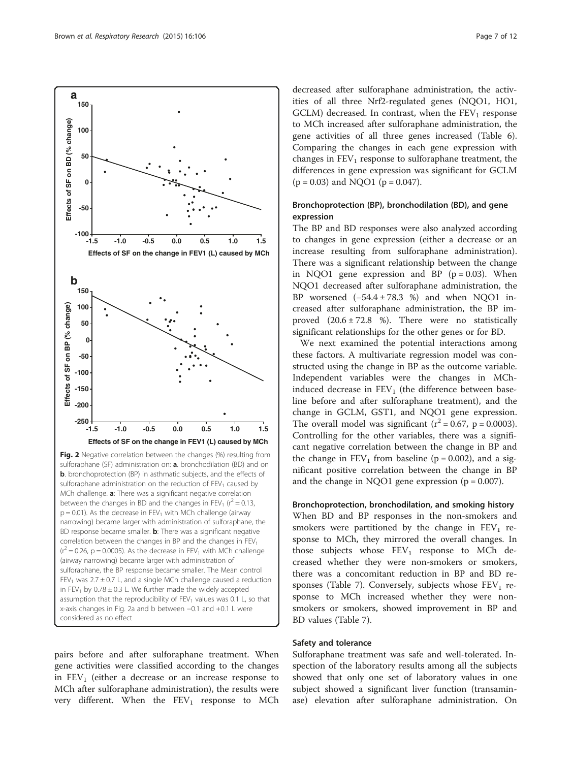**Fig. 2** Negative correlation between the changes (%) resulting from sulforaphane (SF) administration on: **a**. bronchodilation (BD) and on **b**. bronchoprotection (BP) in asthmatic subjects, and the effects of sulforaphane administration on the reduction of $FEV_1$ caused by MCh challenge. **a**: There was a significant negative correlation between the changes in BD and the changes in $FEV_1$ ($r^2 = 0.13$, $p = 0.01$). As the decrease in $FEV_1$ with MCh challenge (airway narrowing) became larger with administration of sulforaphane, the BD response became smaller. **b**: There was a significant negative correlation between the changes in BP and the changes in $FEV_1$ ($r^2 = 0.26$, $p = 0.0005$). As the decrease in $FEV_1$ with MCh challenge (airway narrowing) became larger with administration of sulforaphane, the BP response became smaller. The Mean control $FEV_1$ was $2.7 \pm 0.7$ L, and a single MCh challenge caused a reduction in $FEV_1$ by $0.78 \pm 0.3$ L. We further made the widely accepted assumption that the reproducibility of $FEV_1$ values was 0.1 L, so that x-axis changes in Fig. 2a and b between −0.1 and +0.1 L were considered as no effect

pairs before and after sulforaphane treatment. When gene activities were classified according to the changes in $FEV_1$ (either a decrease or an increase response to MCh after sulforaphane administration), the results were very different. When the $FEV_1$ response to MCh decreased after sulforaphane administration, the activities of all three Nrf2-regulated genes (NQO1, HO1, GCLM) decreased. In contrast, when the $FEV_1$ response to MCh increased after sulforaphane administration, the gene activities of all three genes increased (Table 6). Comparing the changes in each gene expression with changes in $FEV_1$ response to sulforaphane treatment, the differences in gene expression was significant for GCLM ($p = 0.03$) and NQO1 ($p = 0.047$).

### Bronchoprotection (BP), bronchodilation (BD), and gene expression

The BP and BD responses were also analyzed according to changes in gene expression (either a decrease or an increase resulting from sulforaphane administration). There was a significant relationship between the change in NQO1 gene expression and BP ($p = 0.03$). When NQO1 decreased after sulforaphane administration, the BP worsened ($-54.4 \pm 78.3$ %) and when NQO1 increased after sulforaphane administration, the BP improved ($20.6 \pm 72.8$ %). There were no statistically significant relationships for the other genes or for BD.

We next examined the potential interactions among these factors. A multivariate regression model was constructed using the change in BP as the outcome variable. Independent variables were the changes in MCh-induced decrease in $FEV_1$ (the difference between baseline before and after sulforaphane treatment), and the change in GCLM, GST1, and NQO1 gene expression. The overall model was significant ($r^2 = 0.67$, $p = 0.0003$). Controlling for the other variables, there was a significant negative correlation between the change in BP and the change in $FEV_1$ from baseline ($p = 0.002$), and a significant positive correlation between the change in BP and the change in NQO1 gene expression ($p = 0.007$).

### Bronchoprotection, bronchodilation, and smoking history

When BD and BP responses in the non-smokers and smokers were partitioned by the change in $FEV_1$ response to MCh, they mirrored the overall changes. In those subjects whose $FEV_1$ response to MCh decreased whether they were non-smokers or smokers, there was a concomitant reduction in BP and BD responses (Table 7). Conversely, subjects whose $FEV_1$ response to MCh increased whether they were non-smokers or smokers, showed improvement in BP and BD values (Table 7).

### Safety and tolerance

Sulforaphane treatment was safe and well-tolerated. Inspection of the laboratory results among all the subjects showed that only one set of laboratory values in one subject showed a significant liver function (transaminase) elevation after sulforaphane administration. On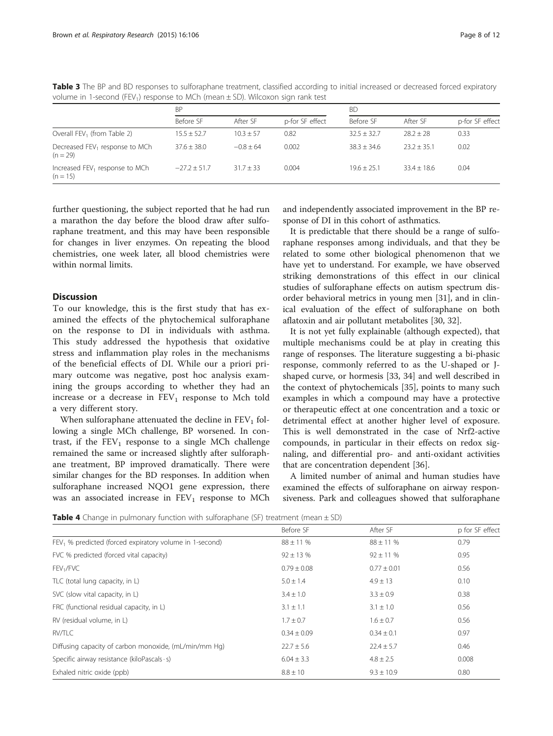**Table 3** The BP and BD responses to sulforaphane treatment, classified according to initial increased or decreased forced expiratory volume in 1-second ($FEV_1$) response to MCh (mean ± SD). Wilcoxon sign rank test

| | BP | | | BD | | |
|---|---|---|---|---|---|---|
| | Before SF | After SF | p-for SF effect | Before SF | After SF | p-for SF effect |
| Overall $FEV_1$ (from Table 2) | 15.5 ± 52.7 | 10.3 ± 57 | 0.82 | 32.5 ± 32.7 | 28.2 ± 28 | 0.33 |
| Decreased $FEV_1$ response to MCh (n = 29) | 37.6 ± 38.0 | −0.8 ± 64 | 0.002 | 38.3 ± 34.6 | 23.2 ± 35.1 | 0.02 |
| Increased $FEV_1$ response to MCh (n = 15) | −27.2 ± 51.7 | 31.7 ± 33 | 0.004 | 19.6 ± 25.1 | 33.4 ± 18.6 | 0.04 |

further questioning, the subject reported that he had run a marathon the day before the blood draw after sulforaphane treatment, and this may have been responsible for changes in liver enzymes. On repeating the blood chemistries, one week later, all blood chemistries were within normal limits.

## Discussion

To our knowledge, this is the first study that has examined the effects of the phytochemical sulforaphane on the response to DI in individuals with asthma. This study addressed the hypothesis that oxidative stress and inflammation play roles in the mechanisms of the beneficial effects of DI. While our a priori primary outcome was negative, post hoc analysis examining the groups according to whether they had an increase or a decrease in $FEV_1$ response to Mch told a very different story.

When sulforaphane attenuated the decline in $FEV_1$ following a single MCh challenge, BP worsened. In contrast, if the $FEV_1$ response to a single MCh challenge remained the same or increased slightly after sulforaphane treatment, BP improved dramatically. There were similar changes for the BD responses. In addition when sulforaphane increased NQO1 gene expression, there was an associated increase in $FEV_1$ response to MCh and independently associated improvement in the BP response of DI in this cohort of asthmatics.

It is predictable that there should be a range of sulforaphane responses among individuals, and that they be related to some other biological phenomenon that we have yet to understand. For example, we have observed striking demonstrations of this effect in our clinical studies of sulforaphane effects on autism spectrum disorder behavioral metrics in young men [31], and in clinical evaluation of the effect of sulforaphane on both aflatoxin and air pollutant metabolites [30, 32].

It is not yet fully explainable (although expected), that multiple mechanisms could be at play in creating this range of responses. The literature suggesting a bi-phasic response, commonly referred to as the U-shaped or J-shaped curve, or hormesis [33, 34] and well described in the context of phytochemicals [35], points to many such examples in which a compound may have a protective or therapeutic effect at one concentration and a toxic or detrimental effect at another higher level of exposure. This is well demonstrated in the case of Nrf2-active compounds, in particular in their effects on redox signaling, and differential pro- and anti-oxidant activities that are concentration dependent [36].

A limited number of animal and human studies have examined the effects of sulforaphane on airway responsiveness. Park and colleagues showed that sulforaphane

**Table 4** Change in pulmonary function with sulforaphane (SF) treatment (mean ± SD)

| | Before SF | After SF | p for SF effect |
|---|---|---|---|
| $FEV_1$ % predicted (forced expiratory volume in 1-second) | 88 ± 11 % | 88 ± 11 % | 0.79 |
| FVC % predicted (forced vital capacity) | 92 ± 13 % | 92 ± 11 % | 0.95 |
| $FEV_1$/FVC | 0.79 ± 0.08 | 0.77 ± 0.01 | 0.56 |
| TLC (total lung capacity, in L) | 5.0 ± 1.4 | 4.9 ± 13 | 0.10 |
| SVC (slow vital capacity, in L) | 3.4 ± 1.0 | 3.3 ± 0.9 | 0.38 |
| FRC (functional residual capacity, in L) | 3.1 ± 1.1 | 3.1 ± 1.0 | 0.56 |
| RV (residual volume, in L) | 1.7 ± 0.7 | 1.6 ± 0.7 | 0.56 |
| RV/TLC | 0.34 ± 0.09 | 0.34 ± 0.1 | 0.97 |
| Diffusing capacity of carbon monoxide, (mL/min/mm Hg) | 22.7 ± 5.6 | 22.4 ± 5.7 | 0.46 |
| Specific airway resistance (kiloPascals · s) | 6.04 ± 3.3 | 4.8 ± 2.5 | 0.008 |
| Exhaled nitric oxide (ppb) | 8.8 ± 10 | 9.3 ± 10.9 | 0.80 |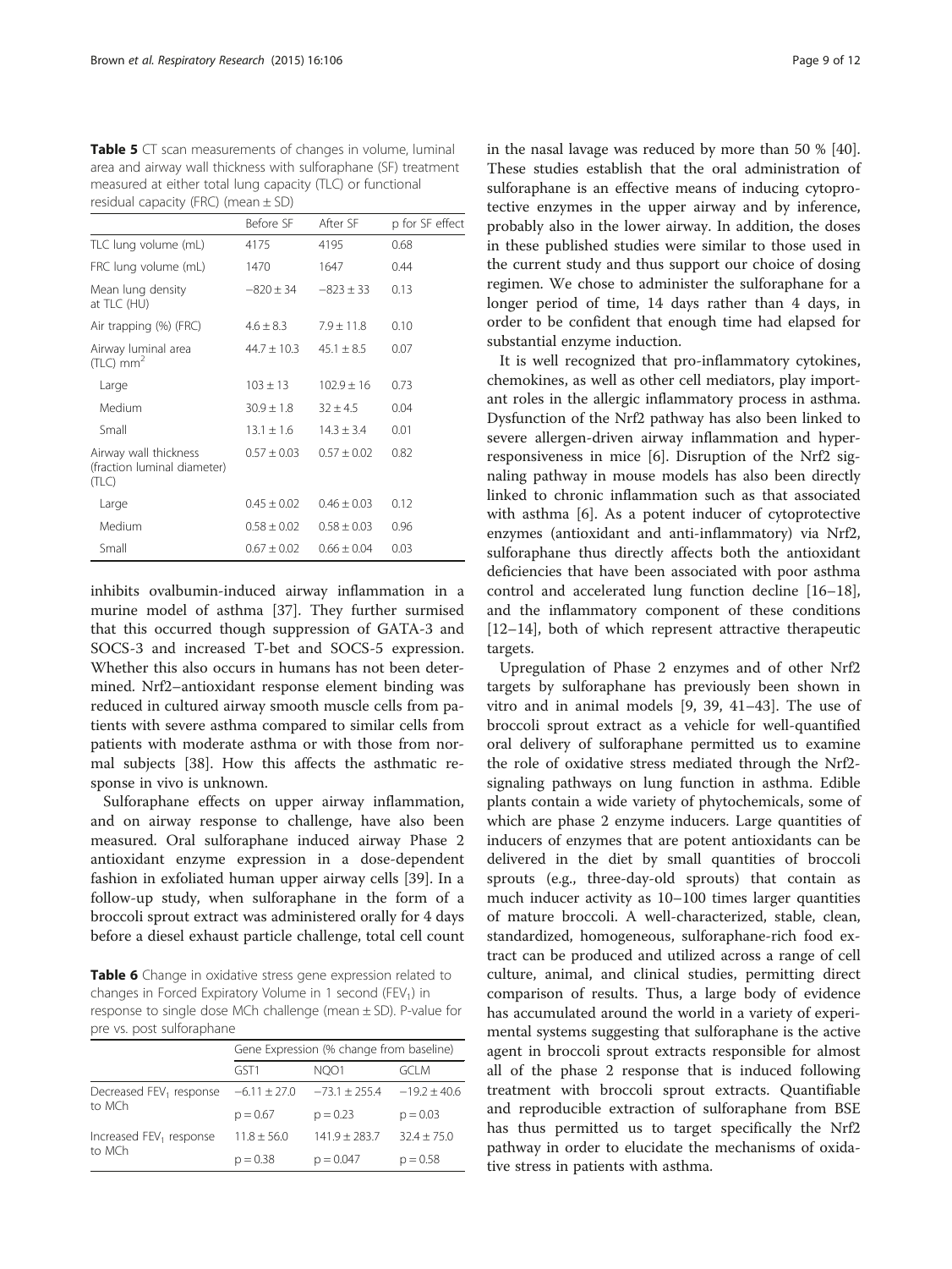**Table 5** CT scan measurements of changes in volume, luminal area and airway wall thickness with sulforaphane (SF) treatment measured at either total lung capacity (TLC) or functional residual capacity (FRC) (mean ± SD)

| | Before SF | After SF | p for SF effect |
|---|---|---|---|
| TLC lung volume (mL) | 4175 | 4195 | 0.68 |
| FRC lung volume (mL) | 1470 | 1647 | 0.44 |
| Mean lung density at TLC (HU) | −820 ± 34 | −823 ± 33 | 0.13 |
| Air trapping (%) (FRC) | 4.6 ± 8.3 | 7.9 ± 11.8 | 0.10 |
| Airway luminal area (TLC) $mm^2$ | 44.7 ± 10.3 | 45.1 ± 8.5 | 0.07 |
| Large | 103 ± 13 | 102.9 ± 16 | 0.73 |
| Medium | 30.9 ± 1.8 | 32 ± 4.5 | 0.04 |
| Small | 13.1 ± 1.6 | 14.3 ± 3.4 | 0.01 |
| Airway wall thickness (fraction luminal diameter) (TLC) | 0.57 ± 0.03 | 0.57 ± 0.02 | 0.82 |
| Large | 0.45 ± 0.02 | 0.46 ± 0.03 | 0.12 |
| Medium | 0.58 ± 0.02 | 0.58 ± 0.03 | 0.96 |
| Small | 0.67 ± 0.02 | 0.66 ± 0.04 | 0.03 |

inhibits ovalbumin-induced airway inflammation in a murine model of asthma [37]. They further surmised that this occurred though suppression of GATA-3 and SOCS-3 and increased T-bet and SOCS-5 expression. Whether this also occurs in humans has not been determined. Nrf2–antioxidant response element binding was reduced in cultured airway smooth muscle cells from patients with severe asthma compared to similar cells from patients with moderate asthma or with those from normal subjects [38]. How this affects the asthmatic response in vivo is unknown.

Sulforaphane effects on upper airway inflammation, and on airway response to challenge, have also been measured. Oral sulforaphane induced airway Phase 2 antioxidant enzyme expression in a dose-dependent fashion in exfoliated human upper airway cells [39]. In a follow-up study, when sulforaphane in the form of a broccoli sprout extract was administered orally for 4 days before a diesel exhaust particle challenge, total cell count in the nasal lavage was reduced by more than 50 % [40]. These studies establish that the oral administration of sulforaphane is an effective means of inducing cytoprotective enzymes in the upper airway and by inference, probably also in the lower airway. In addition, the doses in these published studies were similar to those used in the current study and thus support our choice of dosing regimen. We chose to administer the sulforaphane for a longer period of time, 14 days rather than 4 days, in order to be confident that enough time had elapsed for substantial enzyme induction.

**Table 6** Change in oxidative stress gene expression related to changes in Forced Expiratory Volume in 1 second ($FEV_1$) in response to single dose MCh challenge (mean ± SD). P-value for pre vs. post sulforaphane

| | Gene Expression (% change from baseline) | | |
|---|---|---|---|
| | GST1 | NQO1 | GCLM |
| Decreased $FEV_1$ response to MCh | −6.11 ± 27.0 | −73.1 ± 255.4 | −19.2 ± 40.6 |
| | p = 0.67 | p = 0.23 | p = 0.03 |
| Increased $FEV_1$ response to MCh | 11.8 ± 56.0 | 141.9 ± 283.7 | 32.4 ± 75.0 |
| | p = 0.38 | p = 0.047 | p = 0.58 |

It is well recognized that pro-inflammatory cytokines, chemokines, as well as other cell mediators, play important roles in the allergic inflammatory process in asthma. Dysfunction of the Nrf2 pathway has also been linked to severe allergen-driven airway inflammation and hyperresponsiveness in mice [6]. Disruption of the Nrf2 signaling pathway in mouse models has also been directly linked to chronic inflammation such as that associated with asthma [6]. As a potent inducer of cytoprotective enzymes (antioxidant and anti-inflammatory) via Nrf2, sulforaphane thus directly affects both the antioxidant deficiencies that have been associated with poor asthma control and accelerated lung function decline [16–18], and the inflammatory component of these conditions [12–14], both of which represent attractive therapeutic targets.

Upregulation of Phase 2 enzymes and of other Nrf2 targets by sulforaphane has previously been shown in vitro and in animal models [9, 39, 41–43]. The use of broccoli sprout extract as a vehicle for well-quantified oral delivery of sulforaphane permitted us to examine the role of oxidative stress mediated through the Nrf2-signaling pathways on lung function in asthma. Edible plants contain a wide variety of phytochemicals, some of which are phase 2 enzyme inducers. Large quantities of inducers of enzymes that are potent antioxidants can be delivered in the diet by small quantities of broccoli sprouts (e.g., three-day-old sprouts) that contain as much inducer activity as 10–100 times larger quantities of mature broccoli. A well-characterized, stable, clean, standardized, homogeneous, sulforaphane-rich food extract can be produced and utilized across a range of cell culture, animal, and clinical studies, permitting direct comparison of results. Thus, a large body of evidence has accumulated around the world in a variety of experimental systems suggesting that sulforaphane is the active agent in broccoli sprout extracts responsible for almost all of the phase 2 response that is induced following treatment with broccoli sprout extracts. Quantifiable and reproducible extraction of sulforaphane from BSE has thus permitted us to target specifically the Nrf2 pathway in order to elucidate the mechanisms of oxidative stress in patients with asthma.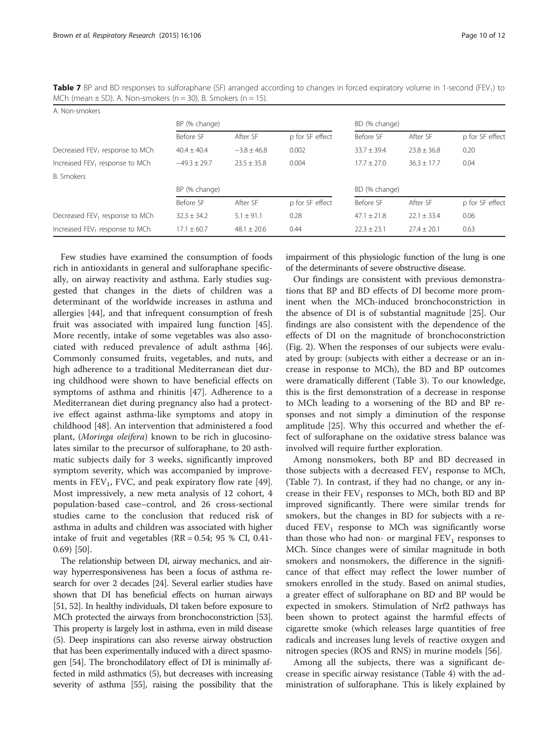**Table 7** BP and BD responses to sulforaphane (SF) arranged according to changes in forced expiratory volume in 1-second ($FEV_1$) to MCh (mean ± SD). A. Non-smokers (n = 30), B. Smokers (n = 15).

| A. Non-smokers | BP (% change) | | | BD (% change) | | |
|---|---|---|---|---|---|---|
| | Before SF | After SF | p for SF effect | Before SF | After SF | p for SF effect |
| Decreased $FEV_1$ response to MCh | 40.4 ± 40.4 | −3.8 ± 46.8 | 0.002 | 33.7 ± 39.4 | 23.8 ± 36.8 | 0.20 |
| Increased $FEV_1$ response to MCh | −49.3 ± 29.7 | 23.5 ± 35.8 | 0.004 | 17.7 ± 27.0 | 36.3 ± 17.7 | 0.04 |
| **B. Smokers** | BP (% change) | | | BD (% change) | | |
| | Before SF | After SF | p for SF effect | Before SF | After SF | p for SF effect |
| Decreased $FEV_1$ response to MCh | 32.3 ± 34.2 | 5.1 ± 91.1 | 0.28 | 47.1 ± 21.8 | 22.1 ± 33.4 | 0.06 |
| Increased $FEV_1$ response to MCh | 17.1 ± 60.7 | 48.1 ± 20.6 | 0.44 | 22.3 ± 23.1 | 27.4 ± 20.1 | 0.63 |

Few studies have examined the consumption of foods rich in antioxidants in general and sulforaphane specifically, on airway reactivity and asthma. Early studies suggested that changes in the diets of children was a determinant of the worldwide increases in asthma and allergies [44], and that infrequent consumption of fresh fruit was associated with impaired lung function [45]. More recently, intake of some vegetables was also associated with reduced prevalence of adult asthma [46]. Commonly consumed fruits, vegetables, and nuts, and high adherence to a traditional Mediterranean diet during childhood were shown to have beneficial effects on symptoms of asthma and rhinitis [47]. Adherence to a Mediterranean diet during pregnancy also had a protective effect against asthma-like symptoms and atopy in childhood [48]. An intervention that administered a food plant, (*Moringa oleifera*) known to be rich in glucosinolates similar to the precursor of sulforaphane, to 20 asthmatic subjects daily for 3 weeks, significantly improved symptom severity, which was accompanied by improvements in $FEV_1$, FVC, and peak expiratory flow rate [49]. Most impressively, a new meta analysis of 12 cohort, 4 population-based case–control, and 26 cross-sectional studies came to the conclusion that reduced risk of asthma in adults and children was associated with higher intake of fruit and vegetables (RR = 0.54; 95 % CI, 0.41-0.69) [50].

The relationship between DI, airway mechanics, and airway hyperresponsiveness has been a focus of asthma research for over 2 decades [24]. Several earlier studies have shown that DI has beneficial effects on human airways [51, 52]. In healthy individuals, DI taken before exposure to MCh protected the airways from bronchoconstriction [53]. This property is largely lost in asthma, even in mild disease (5). Deep inspirations can also reverse airway obstruction that has been experimentally induced with a direct spasmogen [54]. The bronchodilatory effect of DI is minimally affected in mild asthmatics (5), but decreases with increasing severity of asthma [55], raising the possibility that the impairment of this physiologic function of the lung is one of the determinants of severe obstructive disease.

Our findings are consistent with previous demonstrations that BP and BD effects of DI become more prominent when the MCh-induced bronchoconstriction in the absence of DI is of substantial magnitude [25]. Our findings are also consistent with the dependence of the effects of DI on the magnitude of bronchoconstriction (Fig. 2). When the responses of our subjects were evaluated by group: (subjects with either a decrease or an increase in response to MCh), the BD and BP outcomes were dramatically different (Table 3). To our knowledge, this is the first demonstration of a decrease in response to MCh leading to a worsening of the BD and BP responses and not simply a diminution of the response amplitude [25]. Why this occurred and whether the effect of sulforaphane on the oxidative stress balance was involved will require further exploration.

Among nonsmokers, both BP and BD decreased in those subjects with a decreased $FEV_1$ response to MCh, (Table 7). In contrast, if they had no change, or any increase in their $FEV_1$ responses to MCh, both BD and BP improved significantly. There were similar trends for smokers, but the changes in BD for subjects with a reduced $FEV_1$ response to MCh was significantly worse than those who had non- or marginal $FEV_1$ responses to MCh. Since changes were of similar magnitude in both smokers and nonsmokers, the difference in the significance of that effect may reflect the lower number of smokers enrolled in the study. Based on animal studies, a greater effect of sulforaphane on BD and BP would be expected in smokers. Stimulation of Nrf2 pathways has been shown to protect against the harmful effects of cigarette smoke (which releases large quantities of free radicals and increases lung levels of reactive oxygen and nitrogen species (ROS and RNS) in murine models [56].

Among all the subjects, there was a significant decrease in specific airway resistance (Table 4) with the administration of sulforaphane. This is likely explained by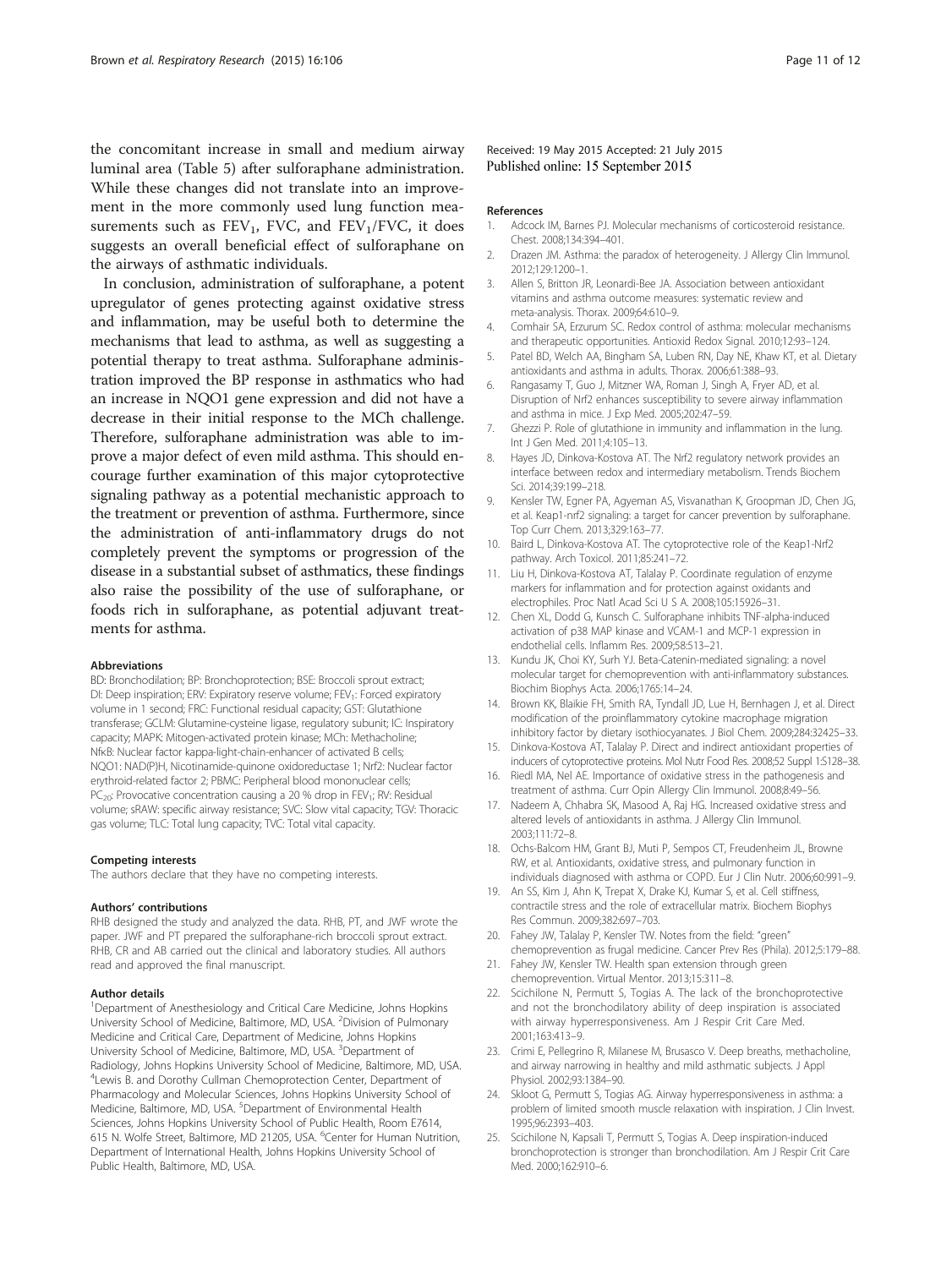the concomitant increase in small and medium airway luminal area (Table 5) after sulforaphane administration. While these changes did not translate into an improvement in the more commonly used lung function measurements such as $FEV_1$, FVC, and $FEV_1$/FVC, it does suggests an overall beneficial effect of sulforaphane on the airways of asthmatic individuals.

In conclusion, administration of sulforaphane, a potent upregulator of genes protecting against oxidative stress and inflammation, may be useful both to determine the mechanisms that lead to asthma, as well as suggesting a potential therapy to treat asthma. Sulforaphane administration improved the BP response in asthmatics who had an increase in NQO1 gene expression and did not have a decrease in their initial response to the MCh challenge. Therefore, sulforaphane administration was able to improve a major defect of even mild asthma. This should encourage further examination of this major cytoprotective signaling pathway as a potential mechanistic approach to the treatment or prevention of asthma. Furthermore, since the administration of anti-inflammatory drugs do not completely prevent the symptoms or progression of the disease in a substantial subset of asthmatics, these findings also raise the possibility of the use of sulforaphane, or foods rich in sulforaphane, as potential adjuvant treatments for asthma.

#### Abbreviations

BD: Bronchodilation; BP: Bronchoprotection; BSE: Broccoli sprout extract; DI: Deep inspiration; ERV: Expiratory reserve volume; $FEV_1$: Forced expiratory volume in 1 second; FRC: Functional residual capacity; GST: Glutathione transferase; GCLM: Glutamine-cysteine ligase, regulatory subunit; IC: Inspiratory capacity; MAPK: Mitogen-activated protein kinase; MCh: Methacholine; NfκB: Nuclear factor kappa-light-chain-enhancer of activated B cells; NQO1: NAD(P)H, Nicotinamide-quinone oxidoreductase 1; Nrf2: Nuclear factor erythroid-related factor 2; PBMC: Peripheral blood mononuclear cells; $PC_{20}$: Provocative concentration causing a 20 % drop in $FEV_1$; RV: Residual volume; sRAW: specific airway resistance; SVC: Slow vital capacity; TGV: Thoracic gas volume; TLC: Total lung capacity; TVC: Total vital capacity.

#### Competing interests

The authors declare that they have no competing interests.

#### Authors' contributions

RHB designed the study and analyzed the data. RHB, PT, and JWF wrote the paper. JWF and PT prepared the sulforaphane-rich broccoli sprout extract. RHB, CR and AB carried out the clinical and laboratory studies. All authors read and approved the final manuscript.

#### Author details

[1]Department of Anesthesiology and Critical Care Medicine, Johns Hopkins University School of Medicine, Baltimore, MD, USA. [2]Division of Pulmonary Medicine and Critical Care, Department of Medicine, Johns Hopkins University School of Medicine, Baltimore, MD, USA. [3]Department of Radiology, Johns Hopkins University School of Medicine, Baltimore, MD, USA. [4]Lewis B. and Dorothy Cullman Chemoprotection Center, Department of Pharmacology and Molecular Sciences, Johns Hopkins University School of Medicine, Baltimore, MD, USA. [5]Department of Environmental Health Sciences, Johns Hopkins University School of Public Health, Room E7614, 615 N. Wolfe Street, Baltimore, MD 21205, USA. [6]Center for Human Nutrition, Department of International Health, Johns Hopkins University School of Public Health, Baltimore, MD, USA.

Received: 19 May 2015 Accepted: 21 July 2015
Published online: 15 September 2015

#### References

1. Adcock IM, Barnes PJ. Molecular mechanisms of corticosteroid resistance. Chest. 2008;134:394–401.
2. Drazen JM. Asthma: the paradox of heterogeneity. J Allergy Clin Immunol. 2012;129:1200–1.
3. Allen S, Britton JR, Leonardi-Bee JA. Association between antioxidant vitamins and asthma outcome measures: systematic review and meta-analysis. Thorax. 2009;64:610–9.
4. Comhair SA, Erzurum SC. Redox control of asthma: molecular mechanisms and therapeutic opportunities. Antioxid Redox Signal. 2010;12:93–124.
5. Patel BD, Welch AA, Bingham SA, Luben RN, Day NE, Khaw KT, et al. Dietary antioxidants and asthma in adults. Thorax. 2006;61:388–93.
6. Rangasamy T, Guo J, Mitzner WA, Roman J, Singh A, Fryer AD, et al. Disruption of Nrf2 enhances susceptibility to severe airway inflammation and asthma in mice. J Exp Med. 2005;202:47–59.
7. Ghezzi P. Role of glutathione in immunity and inflammation in the lung. Int J Gen Med. 2011;4:105–13.
8. Hayes JD, Dinkova-Kostova AT. The Nrf2 regulatory network provides an interface between redox and intermediary metabolism. Trends Biochem Sci. 2014;39:199–218.
9. Kensler TW, Egner PA, Agyeman AS, Visvanathan K, Groopman JD, Chen JG, et al. Keap1-nrf2 signaling: a target for cancer prevention by sulforaphane. Top Curr Chem. 2013;329:163–77.
10. Baird L, Dinkova-Kostova AT. The cytoprotective role of the Keap1-Nrf2 pathway. Arch Toxicol. 2011;85:241–72.
11. Liu H, Dinkova-Kostova AT, Talalay P. Coordinate regulation of enzyme markers for inflammation and for protection against oxidants and electrophiles. Proc Natl Acad Sci U S A. 2008;105:15926–31.
12. Chen XL, Dodd G, Kunsch C. Sulforaphane inhibits TNF-alpha-induced activation of p38 MAP kinase and VCAM-1 and MCP-1 expression in endothelial cells. Inflamm Res. 2009;58:513–21.
13. Kundu JK, Choi KY, Surh YJ. Beta-Catenin-mediated signaling: a novel molecular target for chemoprevention with anti-inflammatory substances. Biochim Biophys Acta. 2006;1765:14–24.
14. Brown KK, Blaikie FH, Smith RA, Tyndall JD, Lue H, Bernhagen J, et al. Direct modification of the proinflammatory cytokine macrophage migration inhibitory factor by dietary isothiocyanates. J Biol Chem. 2009;284:32425–33.
15. Dinkova-Kostova AT, Talalay P. Direct and indirect antioxidant properties of inducers of cytoprotective proteins. Mol Nutr Food Res. 2008;52 Suppl 1:S128–38.
16. Riedl MA, Nel AE. Importance of oxidative stress in the pathogenesis and treatment of asthma. Curr Opin Allergy Clin Immunol. 2008;8:49–56.
17. Nadeem A, Chhabra SK, Masood A, Raj HG. Increased oxidative stress and altered levels of antioxidants in asthma. J Allergy Clin Immunol. 2003;111:72–8.
18. Ochs-Balcom HM, Grant BJ, Muti P, Sempos CT, Freudenheim JL, Browne RW, et al. Antioxidants, oxidative stress, and pulmonary function in individuals diagnosed with asthma or COPD. Eur J Clin Nutr. 2006;60:991–9.
19. An SS, Kim J, Ahn K, Trepat X, Drake KJ, Kumar S, et al. Cell stiffness, contractile stress and the role of extracellular matrix. Biochem Biophys Res Commun. 2009;382:697–703.
20. Fahey JW, Talalay P, Kensler TW. Notes from the field: "green" chemoprevention as frugal medicine. Cancer Prev Res (Phila). 2012;5:179–88.
21. Fahey JW, Kensler TW. Health span extension through green chemoprevention. Virtual Mentor. 2013;15:311–8.
22. Scichilone N, Permutt S, Togias A. The lack of the bronchoprotective and not the bronchodilatory ability of deep inspiration is associated with airway hyperresponsiveness. Am J Respir Crit Care Med. 2001;163:413–9.
23. Crimi E, Pellegrino R, Milanese M, Brusasco V. Deep breaths, methacholine, and airway narrowing in healthy and mild asthmatic subjects. J Appl Physiol. 2002;93:1384–90.
24. Skloot G, Permutt S, Togias AG. Airway hyperresponsiveness in asthma: a problem of limited smooth muscle relaxation with inspiration. J Clin Invest. 1995;96:2393–403.
25. Scichilone N, Kapsali T, Permutt S, Togias A. Deep inspiration-induced bronchoprotection is stronger than bronchodilation. Am J Respir Crit Care Med. 2000;162:910–6.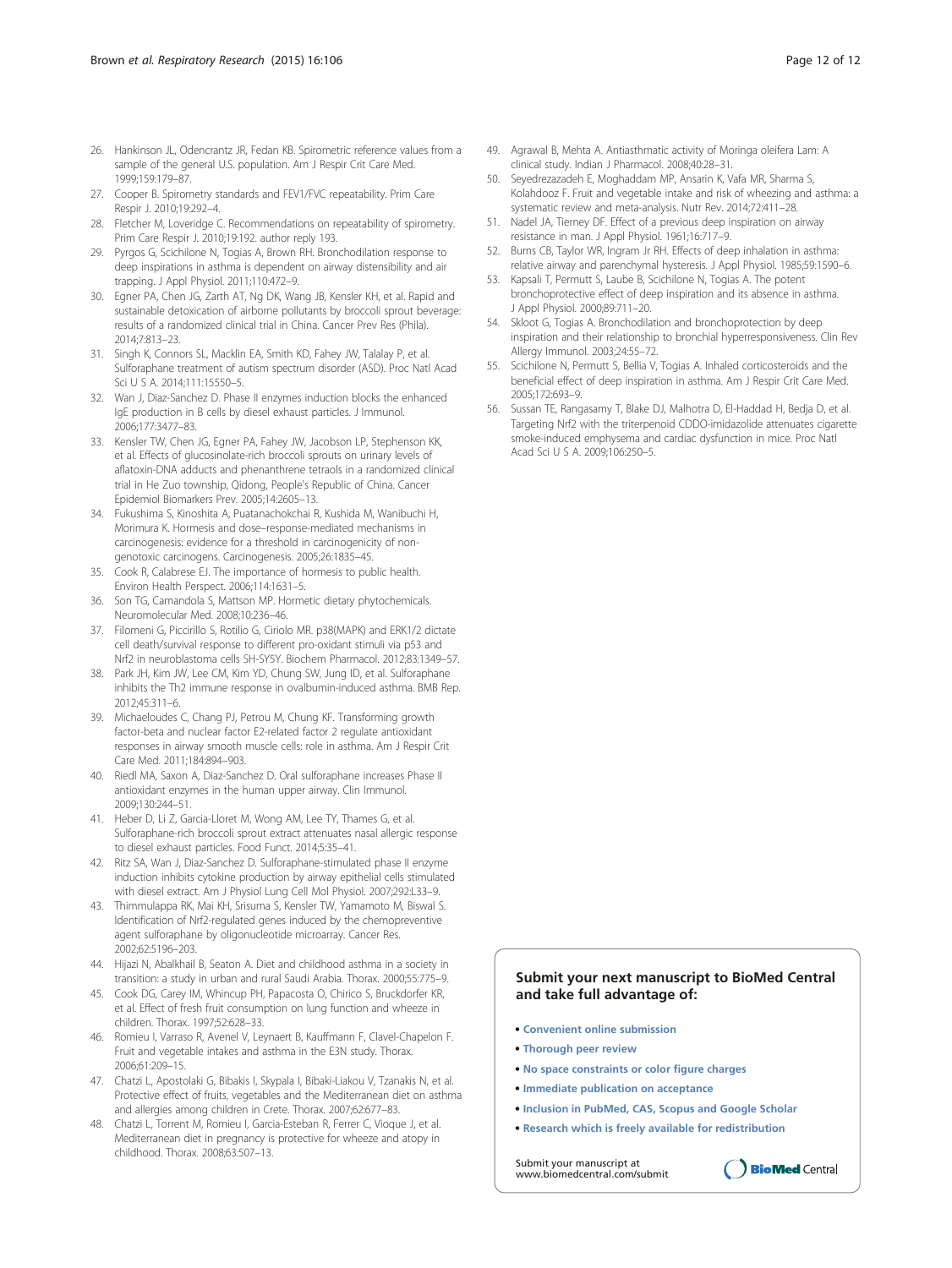26. Hankinson JL, Odencrantz JR, Fedan KB. Spirometric reference values from a sample of the general U.S. population. Am J Respir Crit Care Med. 1999;159:179–87.
27. Cooper B. Spirometry standards and FEV1/FVC repeatability. Prim Care Respir J. 2010;19:292–4.
28. Fletcher M, Loveridge C. Recommendations on repeatability of spirometry. Prim Care Respir J. 2010;19:192. author reply 193.
29. Pyrgos G, Scichilone N, Togias A, Brown RH. Bronchodilation response to deep inspirations in asthma is dependent on airway distensibility and air trapping. J Appl Physiol. 2011;110:472–9.
30. Egner PA, Chen JG, Zarth AT, Ng DK, Wang JB, Kensler KH, et al. Rapid and sustainable detoxication of airborne pollutants by broccoli sprout beverage: results of a randomized clinical trial in China. Cancer Prev Res (Phila). 2014;7:813–23.
31. Singh K, Connors SL, Macklin EA, Smith KD, Fahey JW, Talalay P, et al. Sulforaphane treatment of autism spectrum disorder (ASD). Proc Natl Acad Sci U S A. 2014;111:15550–5.
32. Wan J, Diaz-Sanchez D. Phase II enzymes induction blocks the enhanced IgE production in B cells by diesel exhaust particles. J Immunol. 2006;177:3477–83.
33. Kensler TW, Chen JG, Egner PA, Fahey JW, Jacobson LP, Stephenson KK, et al. Effects of glucosinolate-rich broccoli sprouts on urinary levels of aflatoxin-DNA adducts and phenanthrene tetraols in a randomized clinical trial in He Zuo township, Qidong, People's Republic of China. Cancer Epidemiol Biomarkers Prev. 2005;14:2605–13.
34. Fukushima S, Kinoshita A, Puatanachokchai R, Kushida M, Wanibuchi H, Morimura K. Hormesis and dose–response-mediated mechanisms in carcinogenesis: evidence for a threshold in carcinogenicity of non-genotoxic carcinogens. Carcinogenesis. 2005;26:1835–45.
35. Cook R, Calabrese EJ. The importance of hormesis to public health. Environ Health Perspect. 2006;114:1631–5.
36. Son TG, Camandola S, Mattson MP. Hormetic dietary phytochemicals. Neuromolecular Med. 2008;10:236–46.
37. Filomeni G, Piccirillo S, Rotilio G, Ciriolo MR. p38(MAPK) and ERK1/2 dictate cell death/survival response to different pro-oxidant stimuli via p53 and Nrf2 in neuroblastoma cells SH-SY5Y. Biochem Pharmacol. 2012;83:1349–57.
38. Park JH, Kim JW, Lee CM, Kim YD, Chung SW, Jung ID, et al. Sulforaphane inhibits the Th2 immune response in ovalbumin-induced asthma. BMB Rep. 2012;45:311–6.
39. Michaeloudes C, Chang PJ, Petrou M, Chung KF. Transforming growth factor-beta and nuclear factor E2-related factor 2 regulate antioxidant responses in airway smooth muscle cells: role in asthma. Am J Respir Crit Care Med. 2011;184:894–903.
40. Riedl MA, Saxon A, Diaz-Sanchez D. Oral sulforaphane increases Phase II antioxidant enzymes in the human upper airway. Clin Immunol. 2009;130:244–51.
41. Heber D, Li Z, Garcia-Lloret M, Wong AM, Lee TY, Thames G, et al. Sulforaphane-rich broccoli sprout extract attenuates nasal allergic response to diesel exhaust particles. Food Funct. 2014;5:35–41.
42. Ritz SA, Wan J, Diaz-Sanchez D. Sulforaphane-stimulated phase II enzyme induction inhibits cytokine production by airway epithelial cells stimulated with diesel extract. Am J Physiol Lung Cell Mol Physiol. 2007;292:L33–9.
43. Thimmulappa RK, Mai KH, Srisuma S, Kensler TW, Yamamoto M, Biswal S. Identification of Nrf2-regulated genes induced by the chemopreventive agent sulforaphane by oligonucleotide microarray. Cancer Res. 2002;62:5196–203.
44. Hijazi N, Abalkhail B, Seaton A. Diet and childhood asthma in a society in transition: a study in urban and rural Saudi Arabia. Thorax. 2000;55:775–9.
45. Cook DG, Carey IM, Whincup PH, Papacosta O, Chirico S, Bruckdorfer KR, et al. Effect of fresh fruit consumption on lung function and wheeze in children. Thorax. 1997;52:628–33.
46. Romieu I, Varraso R, Avenel V, Leynaert B, Kauffmann F, Clavel-Chapelon F. Fruit and vegetable intakes and asthma in the E3N study. Thorax. 2006;61:209–15.
47. Chatzi L, Apostolaki G, Bibakis I, Skypala I, Bibaki-Liakou V, Tzanakis N, et al. Protective effect of fruits, vegetables and the Mediterranean diet on asthma and allergies among children in Crete. Thorax. 2007;62:677–83.
48. Chatzi L, Torrent M, Romieu I, Garcia-Esteban R, Ferrer C, Vioque J, et al. Mediterranean diet in pregnancy is protective for wheeze and atopy in childhood. Thorax. 2008;63:507–13.
49. Agrawal B, Mehta A. Antiasthmatic activity of Moringa oleifera Lam: A clinical study. Indian J Pharmacol. 2008;40:28–31.
50. Seyedrezazadeh E, Moghaddam MP, Ansarin K, Vafa MR, Sharma S, Kolahdooz F. Fruit and vegetable intake and risk of wheezing and asthma: a systematic review and meta-analysis. Nutr Rev. 2014;72:411–28.
51. Nadel JA, Tierney DF. Effect of a previous deep inspiration on airway resistance in man. J Appl Physiol. 1961;16:717–9.
52. Burns CB, Taylor WR, Ingram Jr RH. Effects of deep inhalation in asthma: relative airway and parenchymal hysteresis. J Appl Physiol. 1985;59:1590–6.
53. Kapsali T, Permutt S, Laube B, Scichilone N, Togias A. The potent bronchoprotective effect of deep inspiration and its absence in asthma. J Appl Physiol. 2000;89:711–20.
54. Skloot G, Togias A. Bronchodilation and bronchoprotection by deep inspiration and their relationship to bronchial hyperresponsiveness. Clin Rev Allergy Immunol. 2003;24:55–72.
55. Scichilone N, Permutt S, Bellia V, Togias A. Inhaled corticosteroids and the beneficial effect of deep inspiration in asthma. Am J Respir Crit Care Med. 2005;172:693–9.
56. Sussan TE, Rangasamy T, Blake DJ, Malhotra D, El-Haddad H, Bedja D, et al. Targeting Nrf2 with the triterpenoid CDDO-imidazolide attenuates cigarette smoke-induced emphysema and cardiac dysfunction in mice. Proc Natl Acad Sci U S A. 2009;106:250–5.

**Submit your next manuscript to BioMed Central and take full advantage of:**

- Convenient online submission
- Thorough peer review
- No space constraints or color figure charges
- Immediate publication on acceptance
- Inclusion in PubMed, CAS, Scopus and Google Scholar
- Research which is freely available for redistribution

Submit your manuscript at www.biomedcentral.com/submit

BioMed Central